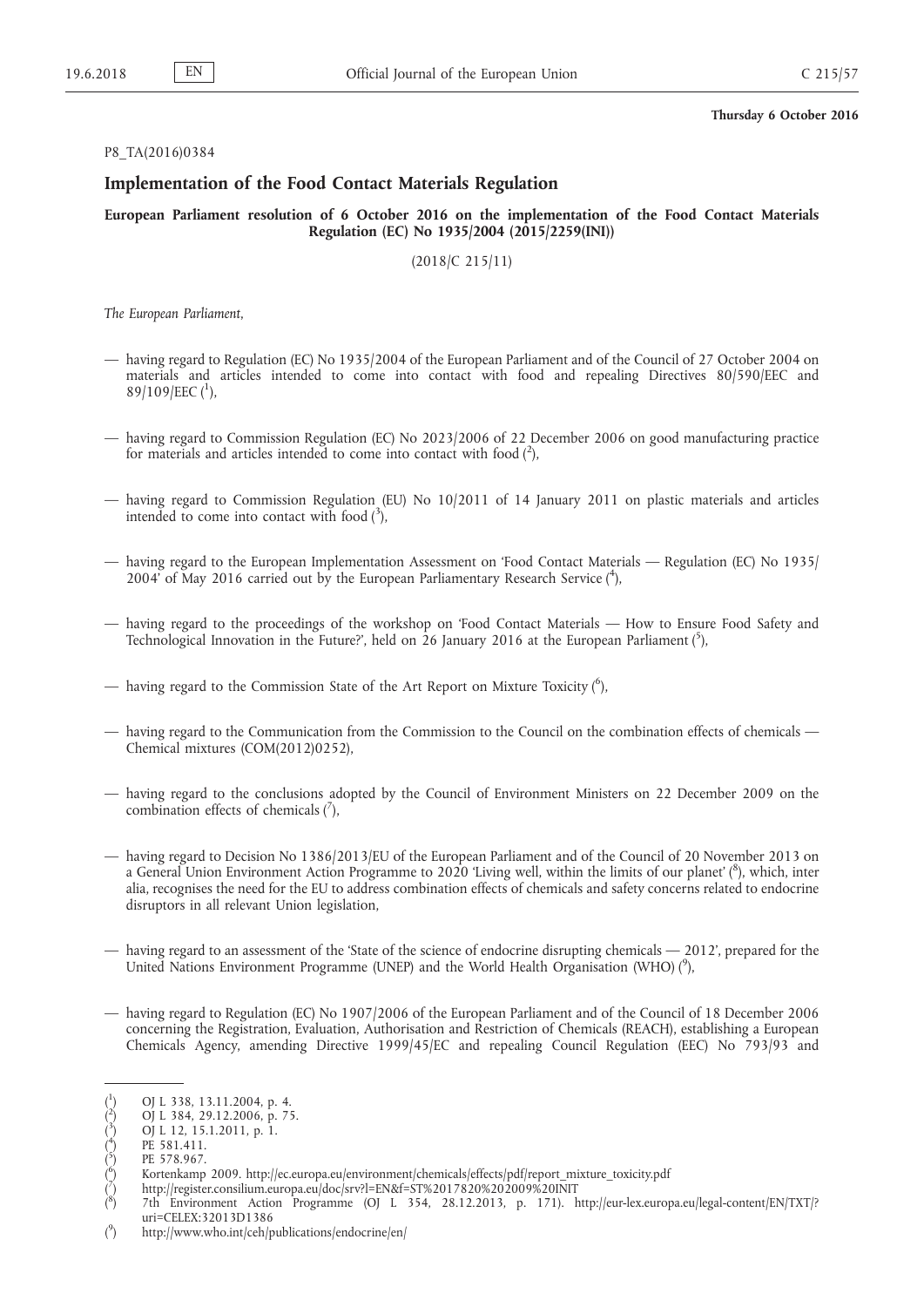**Thursday 6 October 2016**

P8_TA(2016)0384

## Implementation of the Food Contact Materials Regulation

**European Parliament resolution of 6 October 2016 on the implementation of the Food Contact Materials Regulation (EC) No 1935/2004 (2015/2259(INI))**

(2018/C 215/11)

*The European Parliament,*

— having regard to Regulation (EC) No 1935/2004 of the European Parliament and of the Council of 27 October 2004 on materials and articles intended to come into contact with food and repealing Directives 80/590/EEC and 89/109/EEC ([1]),

— having regard to Commission Regulation (EC) No 2023/2006 of 22 December 2006 on good manufacturing practice for materials and articles intended to come into contact with food ([2]),

— having regard to Commission Regulation (EU) No 10/2011 of 14 January 2011 on plastic materials and articles intended to come into contact with food ([3]),

— having regard to the European Implementation Assessment on 'Food Contact Materials — Regulation (EC) No 1935/2004' of May 2016 carried out by the European Parliamentary Research Service ([4]),

— having regard to the proceedings of the workshop on 'Food Contact Materials — How to Ensure Food Safety and Technological Innovation in the Future?', held on 26 January 2016 at the European Parliament ([5]),

— having regard to the Commission State of the Art Report on Mixture Toxicity ([6]),

— having regard to the Communication from the Commission to the Council on the combination effects of chemicals — Chemical mixtures (COM(2012)0252),

— having regard to the conclusions adopted by the Council of Environment Ministers on 22 December 2009 on the combination effects of chemicals ([7]),

— having regard to Decision No 1386/2013/EU of the European Parliament and of the Council of 20 November 2013 on a General Union Environment Action Programme to 2020 'Living well, within the limits of our planet' ([8]), which, inter alia, recognises the need for the EU to address combination effects of chemicals and safety concerns related to endocrine disruptors in all relevant Union legislation,

— having regard to an assessment of the 'State of the science of endocrine disrupting chemicals — 2012', prepared for the United Nations Environment Programme (UNEP) and the World Health Organisation (WHO) ([9]),

— having regard to Regulation (EC) No 1907/2006 of the European Parliament and of the Council of 18 December 2006 concerning the Registration, Evaluation, Authorisation and Restriction of Chemicals (REACH), establishing a European Chemicals Agency, amending Directive 1999/45/EC and repealing Council Regulation (EEC) No 793/93 and

---

([1]) OJ L 338, 13.11.2004, p. 4.

([2]) OJ L 384, 29.12.2006, p. 75.

([3]) OJ L 12, 15.1.2011, p. 1.

([4]) PE 581.411.

([5]) PE 578.967.

([6]) Kortenkamp 2009. http://ec.europa.eu/environment/chemicals/effects/pdf/report_mixture_toxicity.pdf

([7]) http://register.consilium.europa.eu/doc/srv?l=EN&f=ST%2017820%202009%20INIT

([8]) 7th Environment Action Programme (OJ L 354, 28.12.2013, p. 171). http://eur-lex.europa.eu/legal-content/EN/TXT/?uri=CELEX:32013D1386

([9]) http://www.who.int/ceh/publications/endocrine/en/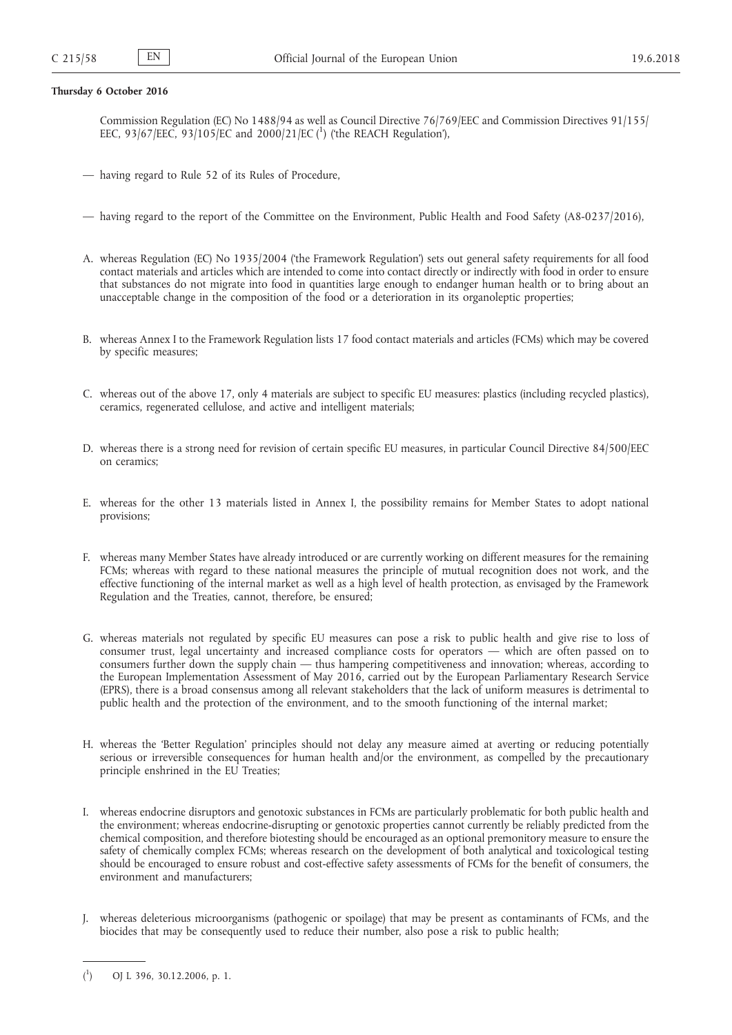**Thursday 6 October 2016**

Commission Regulation (EC) No 1488/94 as well as Council Directive 76/769/EEC and Commission Directives 91/155/EEC, 93/67/EEC, 93/105/EC and 2000/21/EC ([1]) ('the REACH Regulation'),

— having regard to Rule 52 of its Rules of Procedure,

— having regard to the report of the Committee on the Environment, Public Health and Food Safety (A8-0237/2016),

A. whereas Regulation (EC) No 1935/2004 ('the Framework Regulation') sets out general safety requirements for all food contact materials and articles which are intended to come into contact directly or indirectly with food in order to ensure that substances do not migrate into food in quantities large enough to endanger human health or to bring about an unacceptable change in the composition of the food or a deterioration in its organoleptic properties;

B. whereas Annex I to the Framework Regulation lists 17 food contact materials and articles (FCMs) which may be covered by specific measures;

C. whereas out of the above 17, only 4 materials are subject to specific EU measures: plastics (including recycled plastics), ceramics, regenerated cellulose, and active and intelligent materials;

D. whereas there is a strong need for revision of certain specific EU measures, in particular Council Directive 84/500/EEC on ceramics;

E. whereas for the other 13 materials listed in Annex I, the possibility remains for Member States to adopt national provisions;

F. whereas many Member States have already introduced or are currently working on different measures for the remaining FCMs; whereas with regard to these national measures the principle of mutual recognition does not work, and the effective functioning of the internal market as well as a high level of health protection, as envisaged by the Framework Regulation and the Treaties, cannot, therefore, be ensured;

G. whereas materials not regulated by specific EU measures can pose a risk to public health and give rise to loss of consumer trust, legal uncertainty and increased compliance costs for operators — which are often passed on to consumers further down the supply chain — thus hampering competitiveness and innovation; whereas, according to the European Implementation Assessment of May 2016, carried out by the European Parliamentary Research Service (EPRS), there is a broad consensus among all relevant stakeholders that the lack of uniform measures is detrimental to public health and the protection of the environment, and to the smooth functioning of the internal market;

H. whereas the 'Better Regulation' principles should not delay any measure aimed at averting or reducing potentially serious or irreversible consequences for human health and/or the environment, as compelled by the precautionary principle enshrined in the EU Treaties;

I. whereas endocrine disruptors and genotoxic substances in FCMs are particularly problematic for both public health and the environment; whereas endocrine-disrupting or genotoxic properties cannot currently be reliably predicted from the chemical composition, and therefore biotesting should be encouraged as an optional premonitory measure to ensure the safety of chemically complex FCMs; whereas research on the development of both analytical and toxicological testing should be encouraged to ensure robust and cost-effective safety assessments of FCMs for the benefit of consumers, the environment and manufacturers;

J. whereas deleterious microorganisms (pathogenic or spoilage) that may be present as contaminants of FCMs, and the biocides that may be consequently used to reduce their number, also pose a risk to public health;

---

([1]) OJ L 396, 30.12.2006, p. 1.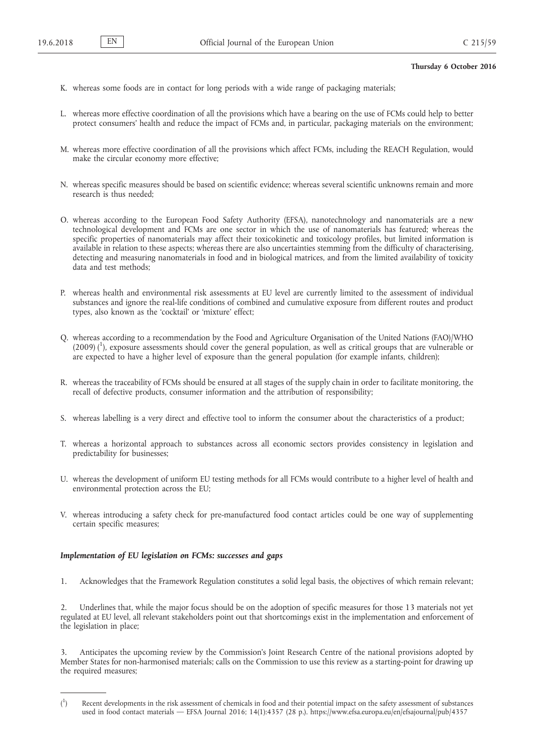**Thursday 6 October 2016**

K. whereas some foods are in contact for long periods with a wide range of packaging materials;

L. whereas more effective coordination of all the provisions which have a bearing on the use of FCMs could help to better protect consumers' health and reduce the impact of FCMs and, in particular, packaging materials on the environment;

M. whereas more effective coordination of all the provisions which affect FCMs, including the REACH Regulation, would make the circular economy more effective;

N. whereas specific measures should be based on scientific evidence; whereas several scientific unknowns remain and more research is thus needed;

O. whereas according to the European Food Safety Authority (EFSA), nanotechnology and nanomaterials are a new technological development and FCMs are one sector in which the use of nanomaterials has featured; whereas the specific properties of nanomaterials may affect their toxicokinetic and toxicology profiles, but limited information is available in relation to these aspects; whereas there are also uncertainties stemming from the difficulty of characterising, detecting and measuring nanomaterials in food and in biological matrices, and from the limited availability of toxicity data and test methods;

P. whereas health and environmental risk assessments at EU level are currently limited to the assessment of individual substances and ignore the real-life conditions of combined and cumulative exposure from different routes and product types, also known as the 'cocktail' or 'mixture' effect;

Q. whereas according to a recommendation by the Food and Agriculture Organisation of the United Nations (FAO)/WHO (2009) [1], exposure assessments should cover the general population, as well as critical groups that are vulnerable or are expected to have a higher level of exposure than the general population (for example infants, children);

R. whereas the traceability of FCMs should be ensured at all stages of the supply chain in order to facilitate monitoring, the recall of defective products, consumer information and the attribution of responsibility;

S. whereas labelling is a very direct and effective tool to inform the consumer about the characteristics of a product;

T. whereas a horizontal approach to substances across all economic sectors provides consistency in legislation and predictability for businesses;

U. whereas the development of uniform EU testing methods for all FCMs would contribute to a higher level of health and environmental protection across the EU;

V. whereas introducing a safety check for pre-manufactured food contact articles could be one way of supplementing certain specific measures;

***Implementation of EU legislation on FCMs: successes and gaps***

1. Acknowledges that the Framework Regulation constitutes a solid legal basis, the objectives of which remain relevant;

2. Underlines that, while the major focus should be on the adoption of specific measures for those 13 materials not yet regulated at EU level, all relevant stakeholders point out that shortcomings exist in the implementation and enforcement of the legislation in place;

3. Anticipates the upcoming review by the Commission's Joint Research Centre of the national provisions adopted by Member States for non-harmonised materials; calls on the Commission to use this review as a starting-point for drawing up the required measures;

---

[1] Recent developments in the risk assessment of chemicals in food and their potential impact on the safety assessment of substances used in food contact materials — EFSA Journal 2016; 14(1):4357 (28 p.). https://www.efsa.europa.eu/en/efsajournal/pub/4357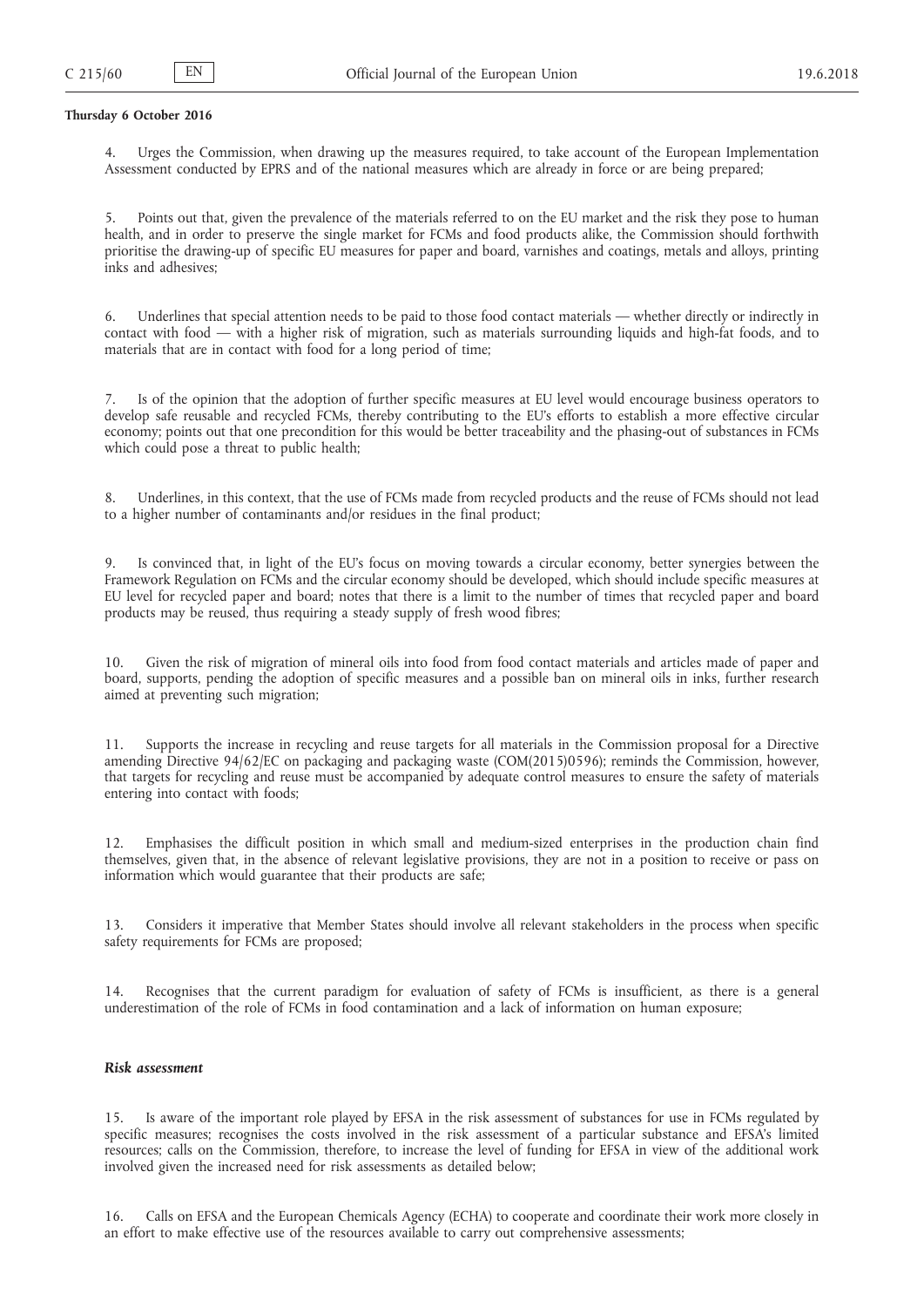**Thursday 6 October 2016**

4. Urges the Commission, when drawing up the measures required, to take account of the European Implementation Assessment conducted by EPRS and of the national measures which are already in force or are being prepared;

5. Points out that, given the prevalence of the materials referred to on the EU market and the risk they pose to human health, and in order to preserve the single market for FCMs and food products alike, the Commission should forthwith prioritise the drawing-up of specific EU measures for paper and board, varnishes and coatings, metals and alloys, printing inks and adhesives;

6. Underlines that special attention needs to be paid to those food contact materials — whether directly or indirectly in contact with food — with a higher risk of migration, such as materials surrounding liquids and high-fat foods, and to materials that are in contact with food for a long period of time;

7. Is of the opinion that the adoption of further specific measures at EU level would encourage business operators to develop safe reusable and recycled FCMs, thereby contributing to the EU's efforts to establish a more effective circular economy; points out that one precondition for this would be better traceability and the phasing-out of substances in FCMs which could pose a threat to public health;

8. Underlines, in this context, that the use of FCMs made from recycled products and the reuse of FCMs should not lead to a higher number of contaminants and/or residues in the final product;

9. Is convinced that, in light of the EU's focus on moving towards a circular economy, better synergies between the Framework Regulation on FCMs and the circular economy should be developed, which should include specific measures at EU level for recycled paper and board; notes that there is a limit to the number of times that recycled paper and board products may be reused, thus requiring a steady supply of fresh wood fibres;

10. Given the risk of migration of mineral oils into food from food contact materials and articles made of paper and board, supports, pending the adoption of specific measures and a possible ban on mineral oils in inks, further research aimed at preventing such migration;

11. Supports the increase in recycling and reuse targets for all materials in the Commission proposal for a Directive amending Directive 94/62/EC on packaging and packaging waste (COM(2015)0596); reminds the Commission, however, that targets for recycling and reuse must be accompanied by adequate control measures to ensure the safety of materials entering into contact with foods;

12. Emphasises the difficult position in which small and medium-sized enterprises in the production chain find themselves, given that, in the absence of relevant legislative provisions, they are not in a position to receive or pass on information which would guarantee that their products are safe;

13. Considers it imperative that Member States should involve all relevant stakeholders in the process when specific safety requirements for FCMs are proposed;

14. Recognises that the current paradigm for evaluation of safety of FCMs is insufficient, as there is a general underestimation of the role of FCMs in food contamination and a lack of information on human exposure;

***Risk assessment***

15. Is aware of the important role played by EFSA in the risk assessment of substances for use in FCMs regulated by specific measures; recognises the costs involved in the risk assessment of a particular substance and EFSA's limited resources; calls on the Commission, therefore, to increase the level of funding for EFSA in view of the additional work involved given the increased need for risk assessments as detailed below;

16. Calls on EFSA and the European Chemicals Agency (ECHA) to cooperate and coordinate their work more closely in an effort to make effective use of the resources available to carry out comprehensive assessments;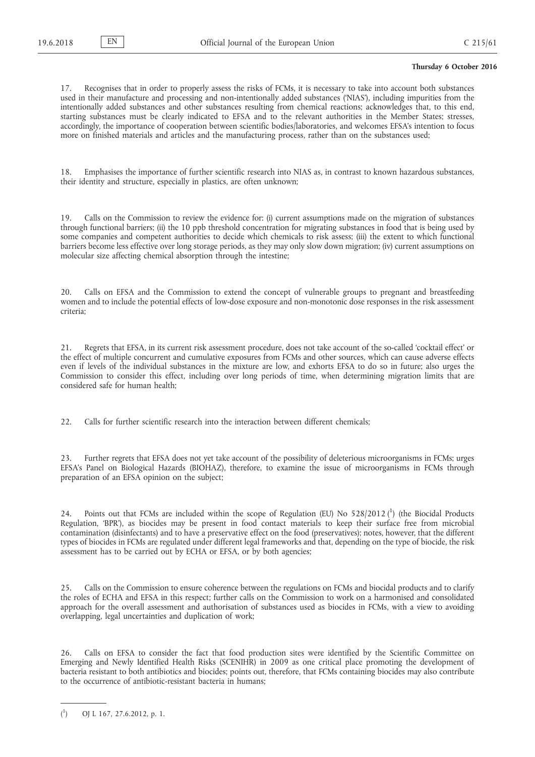**Thursday 6 October 2016**

17. Recognises that in order to properly assess the risks of FCMs, it is necessary to take into account both substances used in their manufacture and processing and non-intentionally added substances ('NIAS'), including impurities from the intentionally added substances and other substances resulting from chemical reactions; acknowledges that, to this end, starting substances must be clearly indicated to EFSA and to the relevant authorities in the Member States; stresses, accordingly, the importance of cooperation between scientific bodies/laboratories, and welcomes EFSA's intention to focus more on finished materials and articles and the manufacturing process, rather than on the substances used;

18. Emphasises the importance of further scientific research into NIAS as, in contrast to known hazardous substances, their identity and structure, especially in plastics, are often unknown;

19. Calls on the Commission to review the evidence for: (i) current assumptions made on the migration of substances through functional barriers; (ii) the 10 ppb threshold concentration for migrating substances in food that is being used by some companies and competent authorities to decide which chemicals to risk assess; (iii) the extent to which functional barriers become less effective over long storage periods, as they may only slow down migration; (iv) current assumptions on molecular size affecting chemical absorption through the intestine;

20. Calls on EFSA and the Commission to extend the concept of vulnerable groups to pregnant and breastfeeding women and to include the potential effects of low-dose exposure and non-monotonic dose responses in the risk assessment criteria;

21. Regrets that EFSA, in its current risk assessment procedure, does not take account of the so-called 'cocktail effect' or the effect of multiple concurrent and cumulative exposures from FCMs and other sources, which can cause adverse effects even if levels of the individual substances in the mixture are low, and exhorts EFSA to do so in future; also urges the Commission to consider this effect, including over long periods of time, when determining migration limits that are considered safe for human health;

22. Calls for further scientific research into the interaction between different chemicals;

23. Further regrets that EFSA does not yet take account of the possibility of deleterious microorganisms in FCMs; urges EFSA's Panel on Biological Hazards (BIOHAZ), therefore, to examine the issue of microorganisms in FCMs through preparation of an EFSA opinion on the subject;

24. Points out that FCMs are included within the scope of Regulation (EU) No 528/2012 [1] (the Biocidal Products Regulation, 'BPR'), as biocides may be present in food contact materials to keep their surface free from microbial contamination (disinfectants) and to have a preservative effect on the food (preservatives); notes, however, that the different types of biocides in FCMs are regulated under different legal frameworks and that, depending on the type of biocide, the risk assessment has to be carried out by ECHA or EFSA, or by both agencies;

25. Calls on the Commission to ensure coherence between the regulations on FCMs and biocidal products and to clarify the roles of ECHA and EFSA in this respect; further calls on the Commission to work on a harmonised and consolidated approach for the overall assessment and authorisation of substances used as biocides in FCMs, with a view to avoiding overlapping, legal uncertainties and duplication of work;

26. Calls on EFSA to consider the fact that food production sites were identified by the Scientific Committee on Emerging and Newly Identified Health Risks (SCENIHR) in 2009 as one critical place promoting the development of bacteria resistant to both antibiotics and biocides; points out, therefore, that FCMs containing biocides may also contribute to the occurrence of antibiotic-resistant bacteria in humans;

---

[1] OJ L 167, 27.6.2012, p. 1.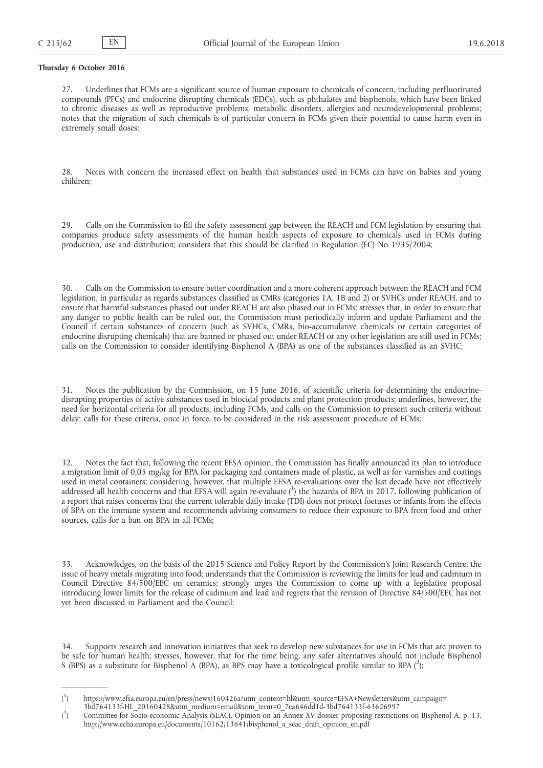**Thursday 6 October 2016**

27. Underlines that FCMs are a significant source of human exposure to chemicals of concern, including perfluorinated compounds (PFCs) and endocrine disrupting chemicals (EDCs), such as phthalates and bisphenols, which have been linked to chronic diseases as well as reproductive problems, metabolic disorders, allergies and neurodevelopmental problems; notes that the migration of such chemicals is of particular concern in FCMs given their potential to cause harm even in extremely small doses;

28. Notes with concern the increased effect on health that substances used in FCMs can have on babies and young children;

29. Calls on the Commission to fill the safety assessment gap between the REACH and FCM legislation by ensuring that companies produce safety assessments of the human health aspects of exposure to chemicals used in FCMs during production, use and distribution; considers that this should be clarified in Regulation (EC) No 1935/2004;

30. Calls on the Commission to ensure better coordination and a more coherent approach between the REACH and FCM legislation, in particular as regards substances classified as CMRs (categories 1A, 1B and 2) or SVHCs under REACH, and to ensure that harmful substances phased out under REACH are also phased out in FCMs; stresses that, in order to ensure that any danger to public health can be ruled out, the Commission must periodically inform and update Parliament and the Council if certain substances of concern (such as SVHCs, CMRs, bio-accumulative chemicals or certain categories of endocrine disrupting chemicals) that are banned or phased out under REACH or any other legislation are still used in FCMs; calls on the Commission to consider identifying Bisphenol A (BPA) as one of the substances classified as an SVHC;

31. Notes the publication by the Commission, on 15 June 2016, of scientific criteria for determining the endocrine-disrupting properties of active substances used in biocidal products and plant protection products; underlines, however, the need for horizontal criteria for all products, including FCMs, and calls on the Commission to present such criteria without delay; calls for these criteria, once in force, to be considered in the risk assessment procedure of FCMs;

32. Notes the fact that, following the recent EFSA opinion, the Commission has finally announced its plan to introduce a migration limit of 0,05 mg/kg for BPA for packaging and containers made of plastic, as well as for varnishes and coatings used in metal containers; considering, however, that multiple EFSA re-evaluations over the last decade have not effectively addressed all health concerns and that EFSA will again re-evaluate ([1]) the hazards of BPA in 2017, following publication of a report that raises concerns that the current tolerable daily intake (TDI) does not protect foetuses or infants from the effects of BPA on the immune system and recommends advising consumers to reduce their exposure to BPA from food and other sources, calls for a ban on BPA in all FCMs;

33. Acknowledges, on the basis of the 2015 Science and Policy Report by the Commission's Joint Research Centre, the issue of heavy metals migrating into food; understands that the Commission is reviewing the limits for lead and cadmium in Council Directive 84/500/EEC on ceramics; strongly urges the Commission to come up with a legislative proposal introducing lower limits for the release of cadmium and lead and regrets that the revision of Directive 84/500/EEC has not yet been discussed in Parliament and the Council;

34. Supports research and innovation initiatives that seek to develop new substances for use in FCMs that are proven to be safe for human health; stresses, however, that for the time being, any safer alternatives should not include Bisphenol S (BPS) as a substitute for Bisphenol A (BPA), as BPS may have a toxicological profile similar to BPA ([2]);

---

([1]) https://www.efsa.europa.eu/en/press/news/160426a?utm_content=hl&utm_source=EFSA+Newsletters&utm_campaign=3bd764133f-HL_20160428&utm_medium=email&utm_term=0_7ea646dd1d-3bd764133f-63626997

([2]) Committee for Socio-economic Analysis (SEAC), Opinion on an Annex XV dossier proposing restrictions on Bisphenol A, p. 13. http://www.echa.europa.eu/documents/10162/13641/bisphenol_a_seac_draft_opinion_en.pdf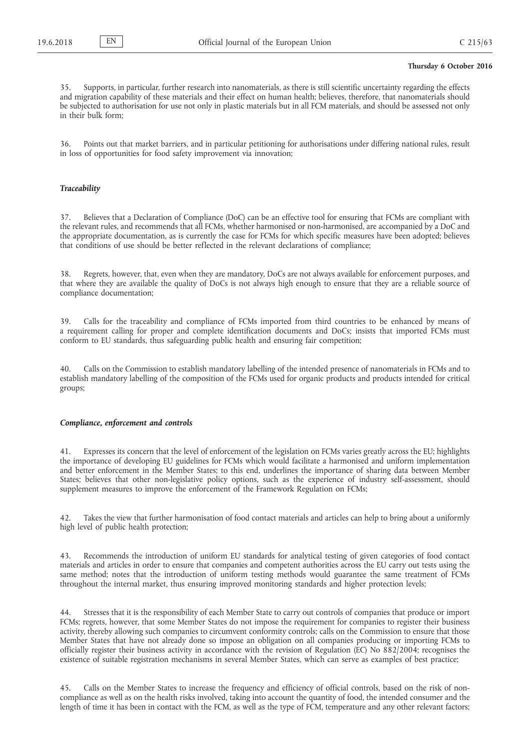35. Supports, in particular, further research into nanomaterials, as there is still scientific uncertainty regarding the effects and migration capability of these materials and their effect on human health; believes, therefore, that nanomaterials should be subjected to authorisation for use not only in plastic materials but in all FCM materials, and should be assessed not only in their bulk form;

36. Points out that market barriers, and in particular petitioning for authorisations under differing national rules, result in loss of opportunities for food safety improvement via innovation;

***Traceability***

37. Believes that a Declaration of Compliance (DoC) can be an effective tool for ensuring that FCMs are compliant with the relevant rules, and recommends that all FCMs, whether harmonised or non-harmonised, are accompanied by a DoC and the appropriate documentation, as is currently the case for FCMs for which specific measures have been adopted; believes that conditions of use should be better reflected in the relevant declarations of compliance;

38. Regrets, however, that, even when they are mandatory, DoCs are not always available for enforcement purposes, and that where they are available the quality of DoCs is not always high enough to ensure that they are a reliable source of compliance documentation;

39. Calls for the traceability and compliance of FCMs imported from third countries to be enhanced by means of a requirement calling for proper and complete identification documents and DoCs; insists that imported FCMs must conform to EU standards, thus safeguarding public health and ensuring fair competition;

40. Calls on the Commission to establish mandatory labelling of the intended presence of nanomaterials in FCMs and to establish mandatory labelling of the composition of the FCMs used for organic products and products intended for critical groups;

***Compliance, enforcement and controls***

41. Expresses its concern that the level of enforcement of the legislation on FCMs varies greatly across the EU; highlights the importance of developing EU guidelines for FCMs which would facilitate a harmonised and uniform implementation and better enforcement in the Member States; to this end, underlines the importance of sharing data between Member States; believes that other non-legislative policy options, such as the experience of industry self-assessment, should supplement measures to improve the enforcement of the Framework Regulation on FCMs;

42. Takes the view that further harmonisation of food contact materials and articles can help to bring about a uniformly high level of public health protection;

43. Recommends the introduction of uniform EU standards for analytical testing of given categories of food contact materials and articles in order to ensure that companies and competent authorities across the EU carry out tests using the same method; notes that the introduction of uniform testing methods would guarantee the same treatment of FCMs throughout the internal market, thus ensuring improved monitoring standards and higher protection levels;

44. Stresses that it is the responsibility of each Member State to carry out controls of companies that produce or import FCMs; regrets, however, that some Member States do not impose the requirement for companies to register their business activity, thereby allowing such companies to circumvent conformity controls; calls on the Commission to ensure that those Member States that have not already done so impose an obligation on all companies producing or importing FCMs to officially register their business activity in accordance with the revision of Regulation (EC) No 882/2004; recognises the existence of suitable registration mechanisms in several Member States, which can serve as examples of best practice;

45. Calls on the Member States to increase the frequency and efficiency of official controls, based on the risk of non-compliance as well as on the health risks involved, taking into account the quantity of food, the intended consumer and the length of time it has been in contact with the FCM, as well as the type of FCM, temperature and any other relevant factors;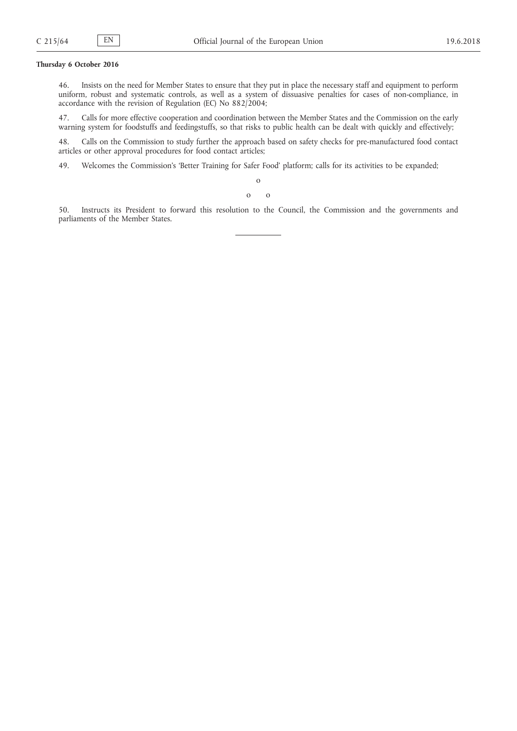**Thursday 6 October 2016**

46. Insists on the need for Member States to ensure that they put in place the necessary staff and equipment to perform uniform, robust and systematic controls, as well as a system of dissuasive penalties for cases of non-compliance, in accordance with the revision of Regulation (EC) No 882/2004;

47. Calls for more effective cooperation and coordination between the Member States and the Commission on the early warning system for foodstuffs and feedingstuffs, so that risks to public health can be dealt with quickly and effectively;

48. Calls on the Commission to study further the approach based on safety checks for pre-manufactured food contact articles or other approval procedures for food contact articles;

49. Welcomes the Commission's 'Better Training for Safer Food' platform; calls for its activities to be expanded;

o

o o

50. Instructs its President to forward this resolution to the Council, the Commission and the governments and parliaments of the Member States.